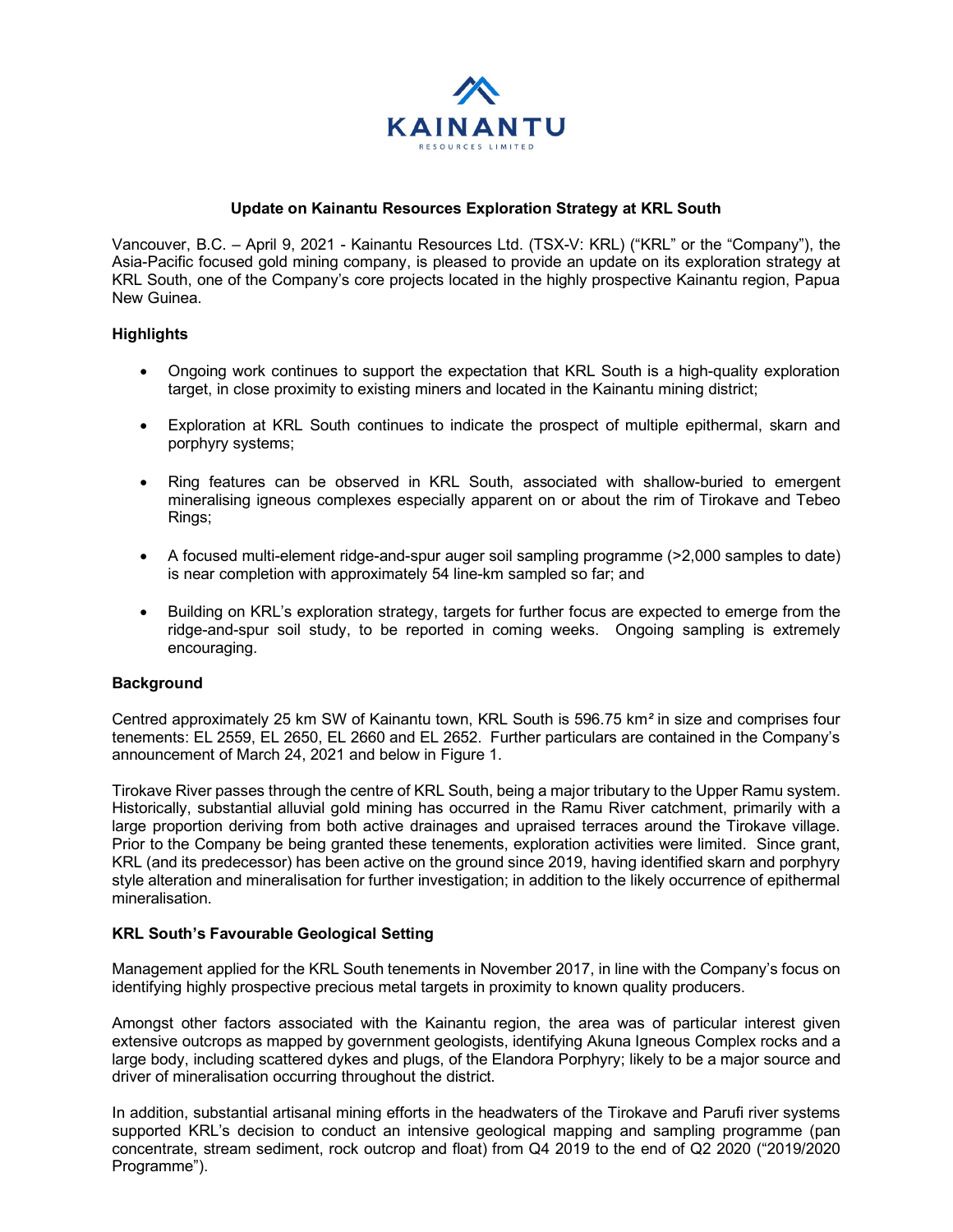KAINANTU

RESOURCES LIMITED

**Update on Kainantu Resources Exploration Strategy at KRL South**

Vancouver, B.C. – April 9, 2021 - Kainantu Resources Ltd. (TSX-V: KRL) ("KRL" or the "Company"), the Asia-Pacific focused gold mining company, is pleased to provide an update on its exploration strategy at KRL South, one of the Company's core projects located in the highly prospective Kainantu region, Papua New Guinea.

## Highlights

- Ongoing work continues to support the expectation that KRL South is a high-quality exploration target, in close proximity to existing miners and located in the Kainantu mining district;
- Exploration at KRL South continues to indicate the prospect of multiple epithermal, skarn and porphyry systems;
- Ring features can be observed in KRL South, associated with shallow-buried to emergent mineralising igneous complexes especially apparent on or about the rim of Tirokave and Tebeo Rings;
- A focused multi-element ridge-and-spur auger soil sampling programme (>2,000 samples to date) is near completion with approximately 54 line-km sampled so far; and
- Building on KRL's exploration strategy, targets for further focus are expected to emerge from the ridge-and-spur soil study, to be reported in coming weeks. Ongoing sampling is extremely encouraging.

## Background

Centred approximately 25 km SW of Kainantu town, KRL South is 596.75 km² in size and comprises four tenements: EL 2559, EL 2650, EL 2660 and EL 2652. Further particulars are contained in the Company's announcement of March 24, 2021 and below in Figure 1.

Tirokave River passes through the centre of KRL South, being a major tributary to the Upper Ramu system. Historically, substantial alluvial gold mining has occurred in the Ramu River catchment, primarily with a large proportion deriving from both active drainages and upraised terraces around the Tirokave village. Prior to the Company be being granted these tenements, exploration activities were limited. Since grant, KRL (and its predecessor) has been active on the ground since 2019, having identified skarn and porphyry style alteration and mineralisation for further investigation; in addition to the likely occurrence of epithermal mineralisation.

## KRL South's Favourable Geological Setting

Management applied for the KRL South tenements in November 2017, in line with the Company's focus on identifying highly prospective precious metal targets in proximity to known quality producers.

Amongst other factors associated with the Kainantu region, the area was of particular interest given extensive outcrops as mapped by government geologists, identifying Akuna Igneous Complex rocks and a large body, including scattered dykes and plugs, of the Elandora Porphyry; likely to be a major source and driver of mineralisation occurring throughout the district.

In addition, substantial artisanal mining efforts in the headwaters of the Tirokave and Parufi river systems supported KRL's decision to conduct an intensive geological mapping and sampling programme (pan concentrate, stream sediment, rock outcrop and float) from Q4 2019 to the end of Q2 2020 ("2019/2020 Programme").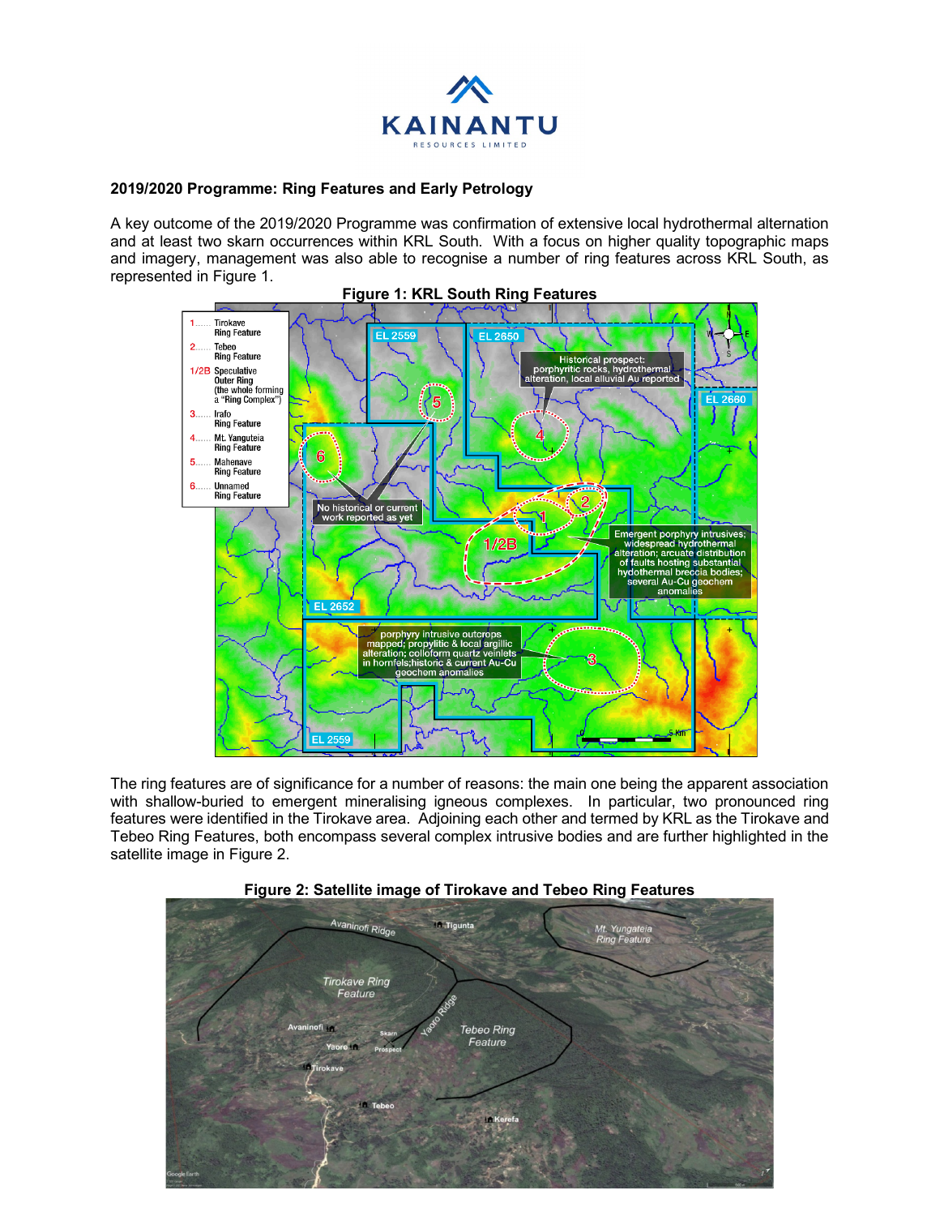## 2019/2020 Programme: Ring Features and Early Petrology

A key outcome of the 2019/2020 Programme was confirmation of extensive local hydrothermal alternation and at least two skarn occurrences within KRL South. With a focus on higher quality topographic maps and imagery, management was also able to recognise a number of ring features across KRL South, as represented in Figure 1.

**Figure 1: KRL South Ring Features**

The ring features are of significance for a number of reasons: the main one being the apparent association with shallow-buried to emergent mineralising igneous complexes. In particular, two pronounced ring features were identified in the Tirokave area. Adjoining each other and termed by KRL as the Tirokave and Tebeo Ring Features, both encompass several complex intrusive bodies and are further highlighted in the satellite image in Figure 2.

**Figure 2: Satellite image of Tirokave and Tebeo Ring Features**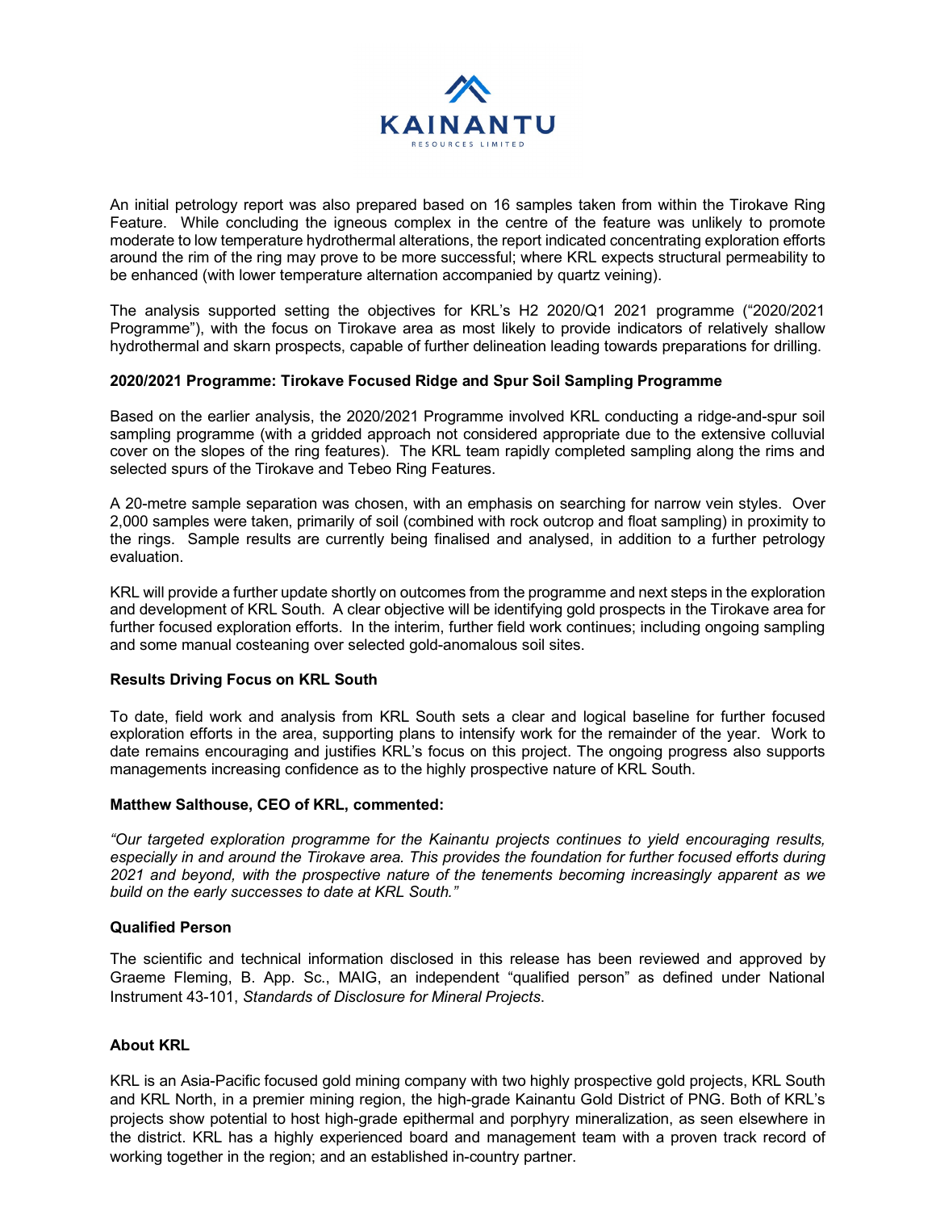An initial petrology report was also prepared based on 16 samples taken from within the Tirokave Ring Feature. While concluding the igneous complex in the centre of the feature was unlikely to promote moderate to low temperature hydrothermal alterations, the report indicated concentrating exploration efforts around the rim of the ring may prove to be more successful; where KRL expects structural permeability to be enhanced (with lower temperature alternation accompanied by quartz veining).

The analysis supported setting the objectives for KRL's H2 2020/Q1 2021 programme ("2020/2021 Programme"), with the focus on Tirokave area as most likely to provide indicators of relatively shallow hydrothermal and skarn prospects, capable of further delineation leading towards preparations for drilling.

**2020/2021 Programme: Tirokave Focused Ridge and Spur Soil Sampling Programme**

Based on the earlier analysis, the 2020/2021 Programme involved KRL conducting a ridge-and-spur soil sampling programme (with a gridded approach not considered appropriate due to the extensive colluvial cover on the slopes of the ring features). The KRL team rapidly completed sampling along the rims and selected spurs of the Tirokave and Tebeo Ring Features.

A 20-metre sample separation was chosen, with an emphasis on searching for narrow vein styles. Over 2,000 samples were taken, primarily of soil (combined with rock outcrop and float sampling) in proximity to the rings. Sample results are currently being finalised and analysed, in addition to a further petrology evaluation.

KRL will provide a further update shortly on outcomes from the programme and next steps in the exploration and development of KRL South. A clear objective will be identifying gold prospects in the Tirokave area for further focused exploration efforts. In the interim, further field work continues; including ongoing sampling and some manual costeaning over selected gold-anomalous soil sites.

**Results Driving Focus on KRL South**

To date, field work and analysis from KRL South sets a clear and logical baseline for further focused exploration efforts in the area, supporting plans to intensify work for the remainder of the year. Work to date remains encouraging and justifies KRL's focus on this project. The ongoing progress also supports managements increasing confidence as to the highly prospective nature of KRL South.

**Matthew Salthouse, CEO of KRL, commented:**

*"Our targeted exploration programme for the Kainantu projects continues to yield encouraging results, especially in and around the Tirokave area. This provides the foundation for further focused efforts during 2021 and beyond, with the prospective nature of the tenements becoming increasingly apparent as we build on the early successes to date at KRL South."*

**Qualified Person**

The scientific and technical information disclosed in this release has been reviewed and approved by Graeme Fleming, B. App. Sc., MAIG, an independent "qualified person" as defined under National Instrument 43-101, *Standards of Disclosure for Mineral Projects*.

**About KRL**

KRL is an Asia-Pacific focused gold mining company with two highly prospective gold projects, KRL South and KRL North, in a premier mining region, the high-grade Kainantu Gold District of PNG. Both of KRL's projects show potential to host high-grade epithermal and porphyry mineralization, as seen elsewhere in the district. KRL has a highly experienced board and management team with a proven track record of working together in the region; and an established in-country partner.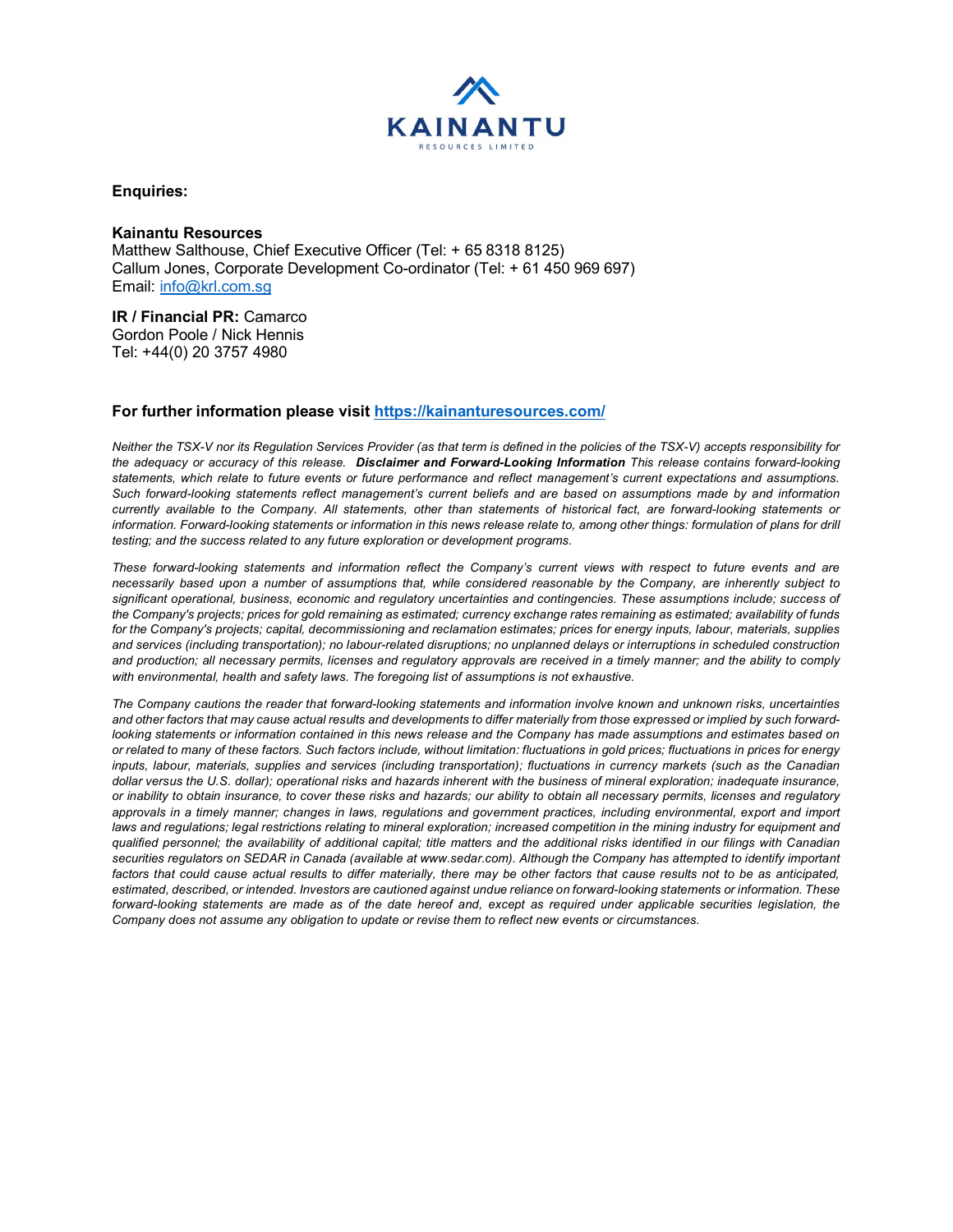**KAINANTU**
RESOURCES LIMITED

**Enquiries:**

**Kainantu Resources**
Matthew Salthouse, Chief Executive Officer (Tel: + 65 8318 8125)
Callum Jones, Corporate Development Co-ordinator (Tel: + 61 450 969 697)
Email: [info@krl.com.sg](mailto:info@krl.com.sg)

**IR / Financial PR:** Camarco
Gordon Poole / Nick Hennis
Tel: +44(0) 20 3757 4980

### For further information please visit [https://kainanturesources.com/](https://kainanturesources.com/)

*Neither the TSX-V nor its Regulation Services Provider (as that term is defined in the policies of the TSX-V) accepts responsibility for the adequacy or accuracy of this release.* ***Disclaimer and Forward-Looking Information*** *This release contains forward-looking statements, which relate to future events or future performance and reflect management's current expectations and assumptions. Such forward-looking statements reflect management's current beliefs and are based on assumptions made by and information currently available to the Company. All statements, other than statements of historical fact, are forward-looking statements or information. Forward-looking statements or information in this news release relate to, among other things: formulation of plans for drill testing; and the success related to any future exploration or development programs.*

*These forward-looking statements and information reflect the Company's current views with respect to future events and are necessarily based upon a number of assumptions that, while considered reasonable by the Company, are inherently subject to significant operational, business, economic and regulatory uncertainties and contingencies. These assumptions include; success of the Company's projects; prices for gold remaining as estimated; currency exchange rates remaining as estimated; availability of funds for the Company's projects; capital, decommissioning and reclamation estimates; prices for energy inputs, labour, materials, supplies and services (including transportation); no labour-related disruptions; no unplanned delays or interruptions in scheduled construction and production; all necessary permits, licenses and regulatory approvals are received in a timely manner; and the ability to comply with environmental, health and safety laws. The foregoing list of assumptions is not exhaustive.*

*The Company cautions the reader that forward-looking statements and information involve known and unknown risks, uncertainties and other factors that may cause actual results and developments to differ materially from those expressed or implied by such forward-looking statements or information contained in this news release and the Company has made assumptions and estimates based on or related to many of these factors. Such factors include, without limitation: fluctuations in gold prices; fluctuations in prices for energy inputs, labour, materials, supplies and services (including transportation); fluctuations in currency markets (such as the Canadian dollar versus the U.S. dollar); operational risks and hazards inherent with the business of mineral exploration; inadequate insurance, or inability to obtain insurance, to cover these risks and hazards; our ability to obtain all necessary permits, licenses and regulatory approvals in a timely manner; changes in laws, regulations and government practices, including environmental, export and import laws and regulations; legal restrictions relating to mineral exploration; increased competition in the mining industry for equipment and qualified personnel; the availability of additional capital; title matters and the additional risks identified in our filings with Canadian securities regulators on SEDAR in Canada (available at www.sedar.com). Although the Company has attempted to identify important factors that could cause actual results to differ materially, there may be other factors that cause results not to be as anticipated, estimated, described, or intended. Investors are cautioned against undue reliance on forward-looking statements or information. These forward-looking statements are made as of the date hereof and, except as required under applicable securities legislation, the Company does not assume any obligation to update or revise them to reflect new events or circumstances.*